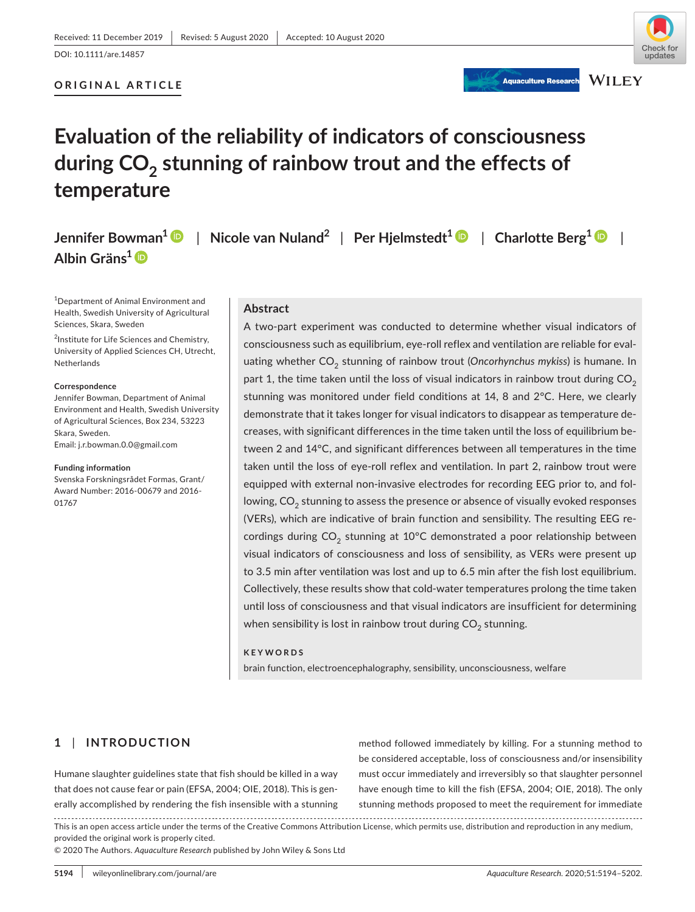Received: 11 December 2019 | Revised: 5 August 2020 | Accepted: 10 August 2020

DOI: 10.1111/are.14857

**ORIGINAL ARTICLE**

# Evaluation of the reliability of indicators of consciousness during $CO_2$ stunning of rainbow trout and the effects of temperature

**Jennifer Bowman**[1] | **Nicole van Nuland**[2] | **Per Hjelmstedt**[1] | **Charlotte Berg**[1] | **Albin Gräns**[1]

[1]Department of Animal Environment and Health, Swedish University of Agricultural Sciences, Skara, Sweden

[2]Institute for Life Sciences and Chemistry, University of Applied Sciences CH, Utrecht, Netherlands

**Correspondence**
Jennifer Bowman, Department of Animal Environment and Health, Swedish University of Agricultural Sciences, Box 234, 53223 Skara, Sweden.
Email: j.r.bowman.0.0@gmail.com

**Funding information**
Svenska Forskningsrådet Formas, Grant/Award Number: 2016-00679 and 2016-01767

## Abstract

A two-part experiment was conducted to determine whether visual indicators of consciousness such as equilibrium, eye-roll reflex and ventilation are reliable for evaluating whether $CO_2$ stunning of rainbow trout (*Oncorhynchus mykiss*) is humane. In part 1, the time taken until the loss of visual indicators in rainbow trout during $CO_2$ stunning was monitored under field conditions at 14, 8 and 2°C. Here, we clearly demonstrate that it takes longer for visual indicators to disappear as temperature decreases, with significant differences in the time taken until the loss of equilibrium between 2 and 14°C, and significant differences between all temperatures in the time taken until the loss of eye-roll reflex and ventilation. In part 2, rainbow trout were equipped with external non-invasive electrodes for recording EEG prior to, and following, $CO_2$ stunning to assess the presence or absence of visually evoked responses (VERs), which are indicative of brain function and sensibility. The resulting EEG recordings during $CO_2$ stunning at 10°C demonstrated a poor relationship between visual indicators of consciousness and loss of sensibility, as VERs were present up to 3.5 min after ventilation was lost and up to 6.5 min after the fish lost equilibrium. Collectively, these results show that cold-water temperatures prolong the time taken until loss of consciousness and that visual indicators are insufficient for determining when sensibility is lost in rainbow trout during $CO_2$ stunning.

**KEYWORDS**

brain function, electroencephalography, sensibility, unconsciousness, welfare

## 1 | INTRODUCTION

Humane slaughter guidelines state that fish should be killed in a way that does not cause fear or pain (EFSA, 2004; OIE, 2018). This is generally accomplished by rendering the fish insensible with a stunning method followed immediately by killing. For a stunning method to be considered acceptable, loss of consciousness and/or insensibility must occur immediately and irreversibly so that slaughter personnel have enough time to kill the fish (EFSA, 2004; OIE, 2018). The only stunning methods proposed to meet the requirement for immediate

This is an open access article under the terms of the Creative Commons Attribution License, which permits use, distribution and reproduction in any medium, provided the original work is properly cited.
© 2020 The Authors. *Aquaculture Research* published by John Wiley & Sons Ltd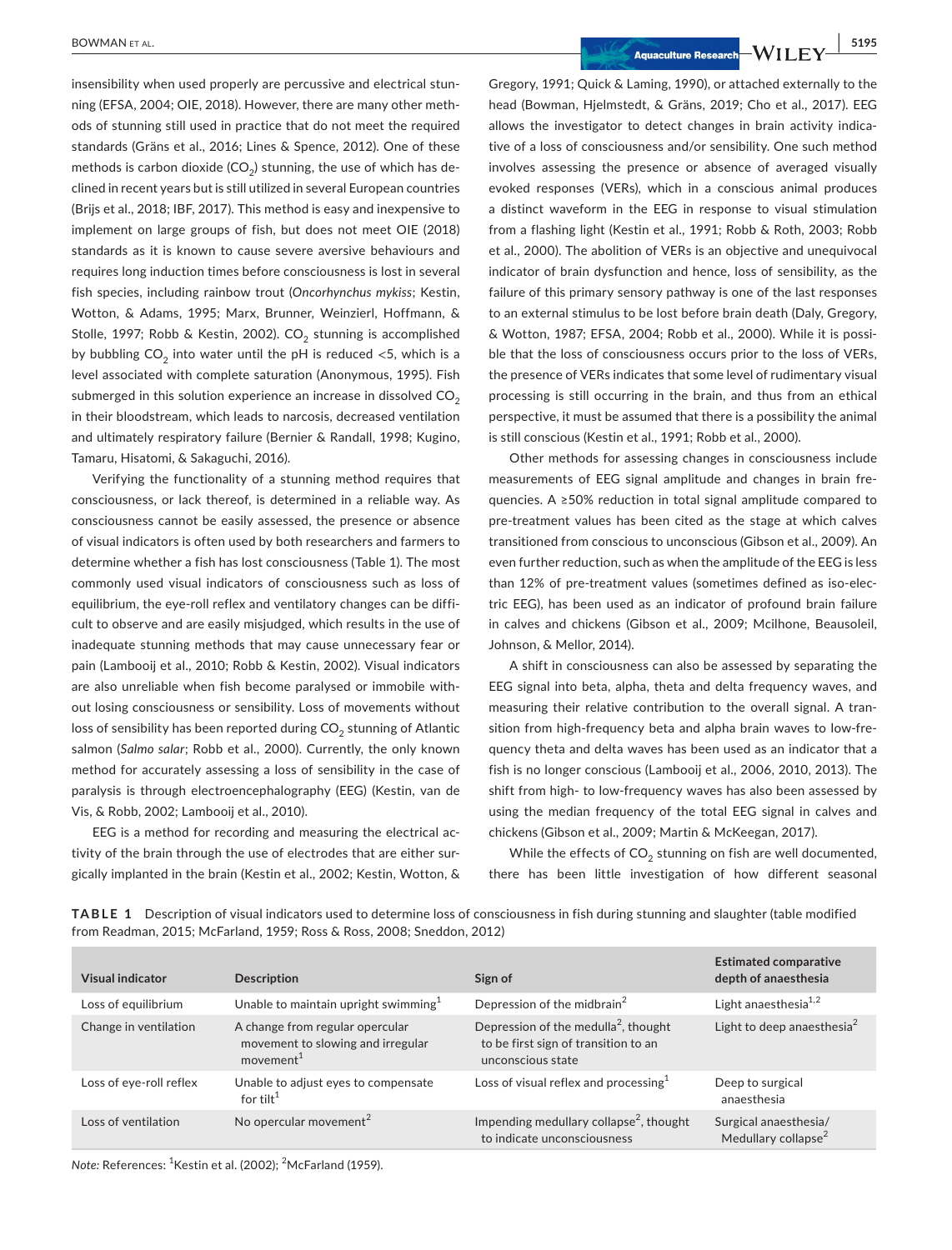insensibility when used properly are percussive and electrical stunning (EFSA, 2004; OIE, 2018). However, there are many other methods of stunning still used in practice that do not meet the required standards (Gräns et al., 2016; Lines & Spence, 2012). One of these methods is carbon dioxide ($CO_2$) stunning, the use of which has declined in recent years but is still utilized in several European countries (Brijs et al., 2018; IBF, 2017). This method is easy and inexpensive to implement on large groups of fish, but does not meet OIE (2018) standards as it is known to cause severe aversive behaviours and requires long induction times before consciousness is lost in several fish species, including rainbow trout (*Oncorhynchus mykiss*; Kestin, Wotton, & Adams, 1995; Marx, Brunner, Weinzierl, Hoffmann, & Stolle, 1997; Robb & Kestin, 2002). $CO_2$ stunning is accomplished by bubbling $CO_2$ into water until the pH is reduced <5, which is a level associated with complete saturation (Anonymous, 1995). Fish submerged in this solution experience an increase in dissolved $CO_2$ in their bloodstream, which leads to narcosis, decreased ventilation and ultimately respiratory failure (Bernier & Randall, 1998; Kugino, Tamaru, Hisatomi, & Sakaguchi, 2016).

Verifying the functionality of a stunning method requires that consciousness, or lack thereof, is determined in a reliable way. As consciousness cannot be easily assessed, the presence or absence of visual indicators is often used by both researchers and farmers to determine whether a fish has lost consciousness (Table 1). The most commonly used visual indicators of consciousness such as loss of equilibrium, the eye-roll reflex and ventilatory changes can be difficult to observe and are easily misjudged, which results in the use of inadequate stunning methods that may cause unnecessary fear or pain (Lambooij et al., 2010; Robb & Kestin, 2002). Visual indicators are also unreliable when fish become paralysed or immobile without losing consciousness or sensibility. Loss of movements without loss of sensibility has been reported during $CO_2$ stunning of Atlantic salmon (*Salmo salar*; Robb et al., 2000). Currently, the only known method for accurately assessing a loss of sensibility in the case of paralysis is through electroencephalography (EEG) (Kestin, van de Vis, & Robb, 2002; Lambooij et al., 2010).

EEG is a method for recording and measuring the electrical activity of the brain through the use of electrodes that are either surgically implanted in the brain (Kestin et al., 2002; Kestin, Wotton, & Gregory, 1991; Quick & Laming, 1990), or attached externally to the head (Bowman, Hjelmstedt, & Gräns, 2019; Cho et al., 2017). EEG allows the investigator to detect changes in brain activity indicative of a loss of consciousness and/or sensibility. One such method involves assessing the presence or absence of averaged visually evoked responses (VERs), which in a conscious animal produces a distinct waveform in the EEG in response to visual stimulation from a flashing light (Kestin et al., 1991; Robb & Roth, 2003; Robb et al., 2000). The abolition of VERs is an objective and unequivocal indicator of brain dysfunction and hence, loss of sensibility, as the failure of this primary sensory pathway is one of the last responses to an external stimulus to be lost before brain death (Daly, Gregory, & Wotton, 1987; EFSA, 2004; Robb et al., 2000). While it is possible that the loss of consciousness occurs prior to the loss of VERs, the presence of VERs indicates that some level of rudimentary visual processing is still occurring in the brain, and thus from an ethical perspective, it must be assumed that there is a possibility the animal is still conscious (Kestin et al., 1991; Robb et al., 2000).

Other methods for assessing changes in consciousness include measurements of EEG signal amplitude and changes in brain frequencies. A ≥50% reduction in total signal amplitude compared to pre-treatment values has been cited as the stage at which calves transitioned from conscious to unconscious (Gibson et al., 2009). An even further reduction, such as when the amplitude of the EEG is less than 12% of pre-treatment values (sometimes defined as iso-electric EEG), has been used as an indicator of profound brain failure in calves and chickens (Gibson et al., 2009; Mcilhone, Beausoleil, Johnson, & Mellor, 2014).

A shift in consciousness can also be assessed by separating the EEG signal into beta, alpha, theta and delta frequency waves, and measuring their relative contribution to the overall signal. A transition from high-frequency beta and alpha brain waves to low-frequency theta and delta waves has been used as an indicator that a fish is no longer conscious (Lambooij et al., 2006, 2010, 2013). The shift from high- to low-frequency waves has also been assessed by using the median frequency of the total EEG signal in calves and chickens (Gibson et al., 2009; Martin & McKeegan, 2017).

While the effects of $CO_2$ stunning on fish are well documented, there has been little investigation of how different seasonal

**TABLE 1** Description of visual indicators used to determine loss of consciousness in fish during stunning and slaughter (table modified from Readman, 2015; McFarland, 1959; Ross & Ross, 2008; Sneddon, 2012)

| Visual indicator | Description | Sign of | Estimated comparative depth of anaesthesia |
|---|---|---|---|
| Loss of equilibrium | Unable to maintain upright swimming[1] | Depression of the midbrain[2] | Light anaesthesia[1,2] |
| Change in ventilation | A change from regular opercular movement to slowing and irregular movement[1] | Depression of the medulla[2], thought to be first sign of transition to an unconscious state | Light to deep anaesthesia[2] |
| Loss of eye-roll reflex | Unable to adjust eyes to compensate for tilt[1] | Loss of visual reflex and processing[1] | Deep to surgical anaesthesia |
| Loss of ventilation | No opercular movement[2] | Impending medullary collapse[2], thought to indicate unconsciousness | Surgical anaesthesia/ Medullary collapse[2] |

*Note:* References: [1]Kestin et al. (2002); [2]McFarland (1959).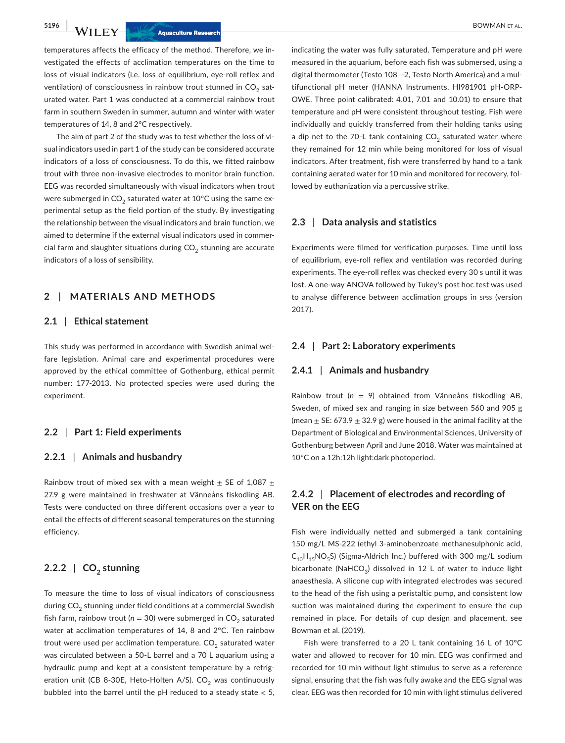temperatures affects the efficacy of the method. Therefore, we investigated the effects of acclimation temperatures on the time to loss of visual indicators (i.e. loss of equilibrium, eye-roll reflex and ventilation) of consciousness in rainbow trout stunned in $CO_2$ saturated water. Part 1 was conducted at a commercial rainbow trout farm in southern Sweden in summer, autumn and winter with water temperatures of 14, 8 and 2°C respectively.

The aim of part 2 of the study was to test whether the loss of visual indicators used in part 1 of the study can be considered accurate indicators of a loss of consciousness. To do this, we fitted rainbow trout with three non-invasive electrodes to monitor brain function. EEG was recorded simultaneously with visual indicators when trout were submerged in $CO_2$ saturated water at 10°C using the same experimental setup as the field portion of the study. By investigating the relationship between the visual indicators and brain function, we aimed to determine if the external visual indicators used in commercial farm and slaughter situations during $CO_2$ stunning are accurate indicators of a loss of sensibility.

## 2 | MATERIALS AND METHODS

### 2.1 | Ethical statement

This study was performed in accordance with Swedish animal welfare legislation. Animal care and experimental procedures were approved by the ethical committee of Gothenburg, ethical permit number: 177-2013. No protected species were used during the experiment.

### 2.2 | Part 1: Field experiments

#### 2.2.1 | Animals and husbandry

Rainbow trout of mixed sex with a mean weight ± SE of 1,087 ± 27.9 g were maintained in freshwater at Vänneåns fiskodling AB. Tests were conducted on three different occasions over a year to entail the effects of different seasonal temperatures on the stunning efficiency.

#### 2.2.2 | $CO_2$ stunning

To measure the time to loss of visual indicators of consciousness during $CO_2$ stunning under field conditions at a commercial Swedish fish farm, rainbow trout ($n = 30$) were submerged in $CO_2$ saturated water at acclimation temperatures of 14, 8 and 2°C. Ten rainbow trout were used per acclimation temperature. $CO_2$ saturated water was circulated between a 50-L barrel and a 70 L aquarium using a hydraulic pump and kept at a consistent temperature by a refrigeration unit (CB 8-30E, Heto-Holten A/S). $CO_2$ was continuously bubbled into the barrel until the pH reduced to a steady state < 5, indicating the water was fully saturated. Temperature and pH were measured in the aquarium, before each fish was submersed, using a digital thermometer (Testo 108–-2, Testo North America) and a multifunctional pH meter (HANNA Instruments, HI981901 pH-ORP-OWE. Three point calibrated: 4.01, 7.01 and 10.01) to ensure that temperature and pH were consistent throughout testing. Fish were individually and quickly transferred from their holding tanks using a dip net to the 70-L tank containing $CO_2$ saturated water where they remained for 12 min while being monitored for loss of visual indicators. After treatment, fish were transferred by hand to a tank containing aerated water for 10 min and monitored for recovery, followed by euthanization via a percussive strike.

### 2.3 | Data analysis and statistics

Experiments were filmed for verification purposes. Time until loss of equilibrium, eye-roll reflex and ventilation was recorded during experiments. The eye-roll reflex was checked every 30 s until it was lost. A one-way ANOVA followed by Tukey's post hoc test was used to analyse difference between acclimation groups in SPSS (version 2017).

### 2.4 | Part 2: Laboratory experiments

#### 2.4.1 | Animals and husbandry

Rainbow trout ($n = 9$) obtained from Vänneåns fiskodling AB, Sweden, of mixed sex and ranging in size between 560 and 905 g (mean ± SE: 673.9 ± 32.9 g) were housed in the animal facility at the Department of Biological and Environmental Sciences, University of Gothenburg between April and June 2018. Water was maintained at 10°C on a 12h:12h light:dark photoperiod.

#### 2.4.2 | Placement of electrodes and recording of VER on the EEG

Fish were individually netted and submerged a tank containing 150 mg/L MS-222 (ethyl 3-aminobenzoate methanesulphonic acid, $C_{10}H_{15}NO_5S$) (Sigma-Aldrich Inc.) buffered with 300 mg/L sodium bicarbonate ($NaHCO_3$) dissolved in 12 L of water to induce light anaesthesia. A silicone cup with integrated electrodes was secured to the head of the fish using a peristaltic pump, and consistent low suction was maintained during the experiment to ensure the cup remained in place. For details of cup design and placement, see Bowman et al. (2019).

Fish were transferred to a 20 L tank containing 16 L of 10°C water and allowed to recover for 10 min. EEG was confirmed and recorded for 10 min without light stimulus to serve as a reference signal, ensuring that the fish was fully awake and the EEG signal was clear. EEG was then recorded for 10 min with light stimulus delivered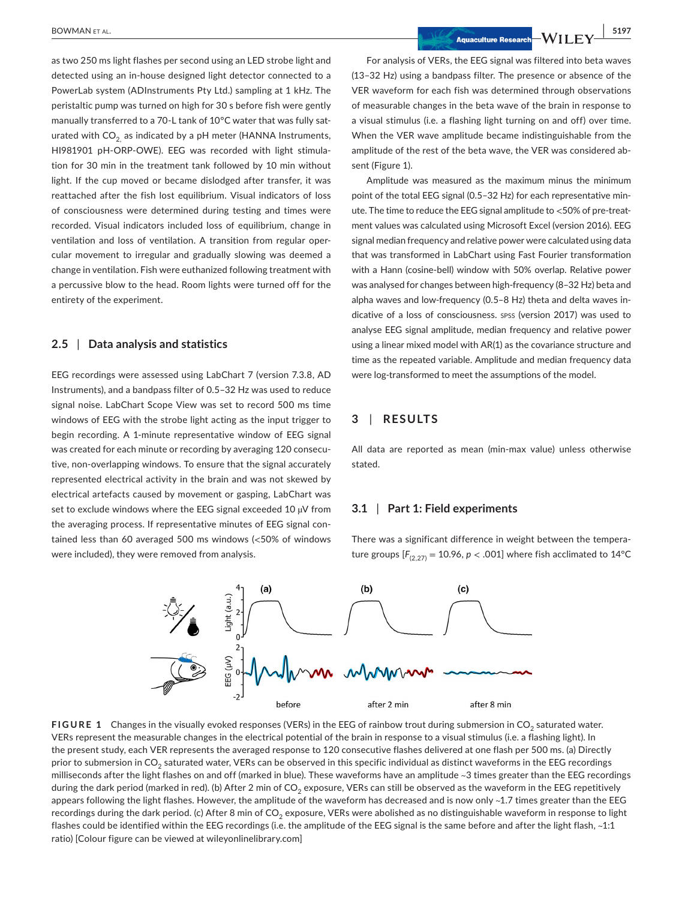as two 250 ms light flashes per second using an LED strobe light and detected using an in-house designed light detector connected to a PowerLab system (ADInstruments Pty Ltd.) sampling at 1 kHz. The peristaltic pump was turned on high for 30 s before fish were gently manually transferred to a 70-L tank of 10°C water that was fully saturated with $CO_2$, as indicated by a pH meter (HANNA Instruments, HI981901 pH-ORP-OWE). EEG was recorded with light stimulation for 30 min in the treatment tank followed by 10 min without light. If the cup moved or became dislodged after transfer, it was reattached after the fish lost equilibrium. Visual indicators of loss of consciousness were determined during testing and times were recorded. Visual indicators included loss of equilibrium, change in ventilation and loss of ventilation. A transition from regular opercular movement to irregular and gradually slowing was deemed a change in ventilation. Fish were euthanized following treatment with a percussive blow to the head. Room lights were turned off for the entirety of the experiment.

### 2.5 | Data analysis and statistics

EEG recordings were assessed using LabChart 7 (version 7.3.8, AD Instruments), and a bandpass filter of 0.5–32 Hz was used to reduce signal noise. LabChart Scope View was set to record 500 ms time windows of EEG with the strobe light acting as the input trigger to begin recording. A 1-minute representative window of EEG signal was created for each minute or recording by averaging 120 consecutive, non-overlapping windows. To ensure that the signal accurately represented electrical activity in the brain and was not skewed by electrical artefacts caused by movement or gasping, LabChart was set to exclude windows where the EEG signal exceeded 10 μV from the averaging process. If representative minutes of EEG signal contained less than 60 averaged 500 ms windows (<50% of windows were included), they were removed from analysis.

For analysis of VERs, the EEG signal was filtered into beta waves (13–32 Hz) using a bandpass filter. The presence or absence of the VER waveform for each fish was determined through observations of measurable changes in the beta wave of the brain in response to a visual stimulus (i.e. a flashing light turning on and off) over time. When the VER wave amplitude became indistinguishable from the amplitude of the rest of the beta wave, the VER was considered absent (Figure 1).

Amplitude was measured as the maximum minus the minimum point of the total EEG signal (0.5–32 Hz) for each representative minute. The time to reduce the EEG signal amplitude to <50% of pre-treatment values was calculated using Microsoft Excel (version 2016). EEG signal median frequency and relative power were calculated using data that was transformed in LabChart using Fast Fourier transformation with a Hann (cosine-bell) window with 50% overlap. Relative power was analysed for changes between high-frequency (8–32 Hz) beta and alpha waves and low-frequency (0.5–8 Hz) theta and delta waves indicative of a loss of consciousness. SPSS (version 2017) was used to analyse EEG signal amplitude, median frequency and relative power using a linear mixed model with AR(1) as the covariance structure and time as the repeated variable. Amplitude and median frequency data were log-transformed to meet the assumptions of the model.

## 3 | RESULTS

All data are reported as mean (min-max value) unless otherwise stated.

### 3.1 | Part 1: Field experiments

There was a significant difference in weight between the temperature groups [$F_{(2,27)} = 10.96$, $p < .001$] where fish acclimated to 14°C

**FIGURE 1** Changes in the visually evoked responses (VERs) in the EEG of rainbow trout during submersion in $CO_2$ saturated water. VERs represent the measurable changes in the electrical potential of the brain in response to a visual stimulus (i.e. a flashing light). In the present study, each VER represents the averaged response to 120 consecutive flashes delivered at one flash per 500 ms. (a) Directly prior to submersion in $CO_2$ saturated water, VERs can be observed in this specific individual as distinct waveforms in the EEG recordings milliseconds after the light flashes on and off (marked in blue). These waveforms have an amplitude ~3 times greater than the EEG recordings during the dark period (marked in red). (b) After 2 min of $CO_2$ exposure, VERs can still be observed as the waveform in the EEG repetitively appears following the light flashes. However, the amplitude of the waveform has decreased and is now only ~1.7 times greater than the EEG recordings during the dark period. (c) After 8 min of $CO_2$ exposure, VERs were abolished as no distinguishable waveform in response to light flashes could be identified within the EEG recordings (i.e. the amplitude of the EEG signal is the same before and after the light flash, ~1:1 ratio) [Colour figure can be viewed at wileyonlinelibrary.com]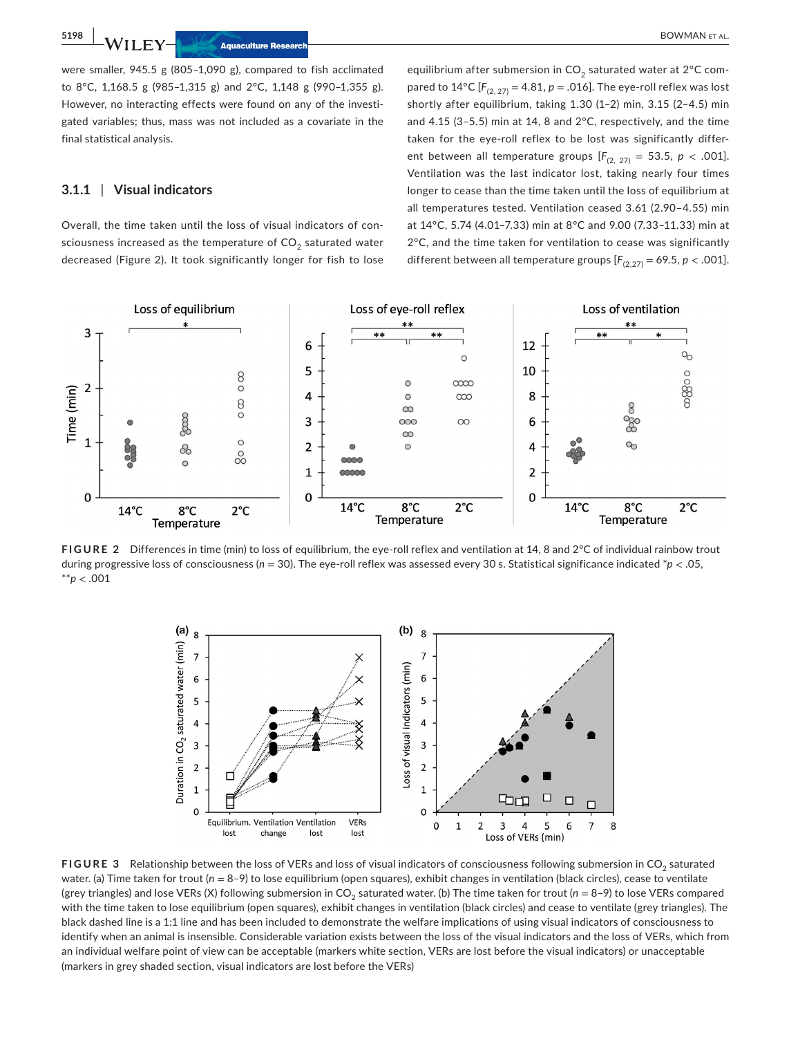were smaller, 945.5 g (805–1,090 g), compared to fish acclimated to 8°C, 1,168.5 g (985–1,315 g) and 2°C, 1,148 g (990–1,355 g). However, no interacting effects were found on any of the investigated variables; thus, mass was not included as a covariate in the final statistical analysis.

### 3.1.1 | Visual indicators

Overall, the time taken until the loss of visual indicators of consciousness increased as the temperature of $CO_2$ saturated water decreased (Figure 2). It took significantly longer for fish to lose equilibrium after submersion in $CO_2$ saturated water at 2°C compared to 14°C [$F_{(2, 27)} = 4.81$, $p = .016$]. The eye-roll reflex was lost shortly after equilibrium, taking 1.30 (1–2) min, 3.15 (2–4.5) min and 4.15 (3–5.5) min at 14, 8 and 2°C, respectively, and the time taken for the eye-roll reflex to be lost was significantly different between all temperature groups [$F_{(2, 27)} = 53.5$, $p < .001$]. Ventilation was the last indicator lost, taking nearly four times longer to cease than the time taken until the loss of equilibrium at all temperatures tested. Ventilation ceased 3.61 (2.90–4.55) min at 14°C, 5.74 (4.01–7.33) min at 8°C and 9.00 (7.33–11.33) min at 2°C, and the time taken for ventilation to cease was significantly different between all temperature groups [$F_{(2,27)} = 69.5$, $p < .001$].

**FIGURE 2** Differences in time (min) to loss of equilibrium, the eye-roll reflex and ventilation at 14, 8 and 2°C of individual rainbow trout during progressive loss of consciousness ($n = 30$). The eye-roll reflex was assessed every 30 s. Statistical significance indicated *$p < .05$, **$p < .001$

**FIGURE 3** Relationship between the loss of VERs and loss of visual indicators of consciousness following submersion in $CO_2$ saturated water. (a) Time taken for trout ($n = 8$–9) to lose equilibrium (open squares), exhibit changes in ventilation (black circles), cease to ventilate (grey triangles) and lose VERs (X) following submersion in $CO_2$ saturated water. (b) The time taken for trout ($n = 8$–9) to lose VERs compared with the time taken to lose equilibrium (open squares), exhibit changes in ventilation (black circles) and cease to ventilate (grey triangles). The black dashed line is a 1:1 line and has been included to demonstrate the welfare implications of using visual indicators of consciousness to identify when an animal is insensible. Considerable variation exists between the loss of the visual indicators and the loss of VERs, which from an individual welfare point of view can be acceptable (markers white section, VERs are lost before the visual indicators) or unacceptable (markers in grey shaded section, visual indicators are lost before the VERs)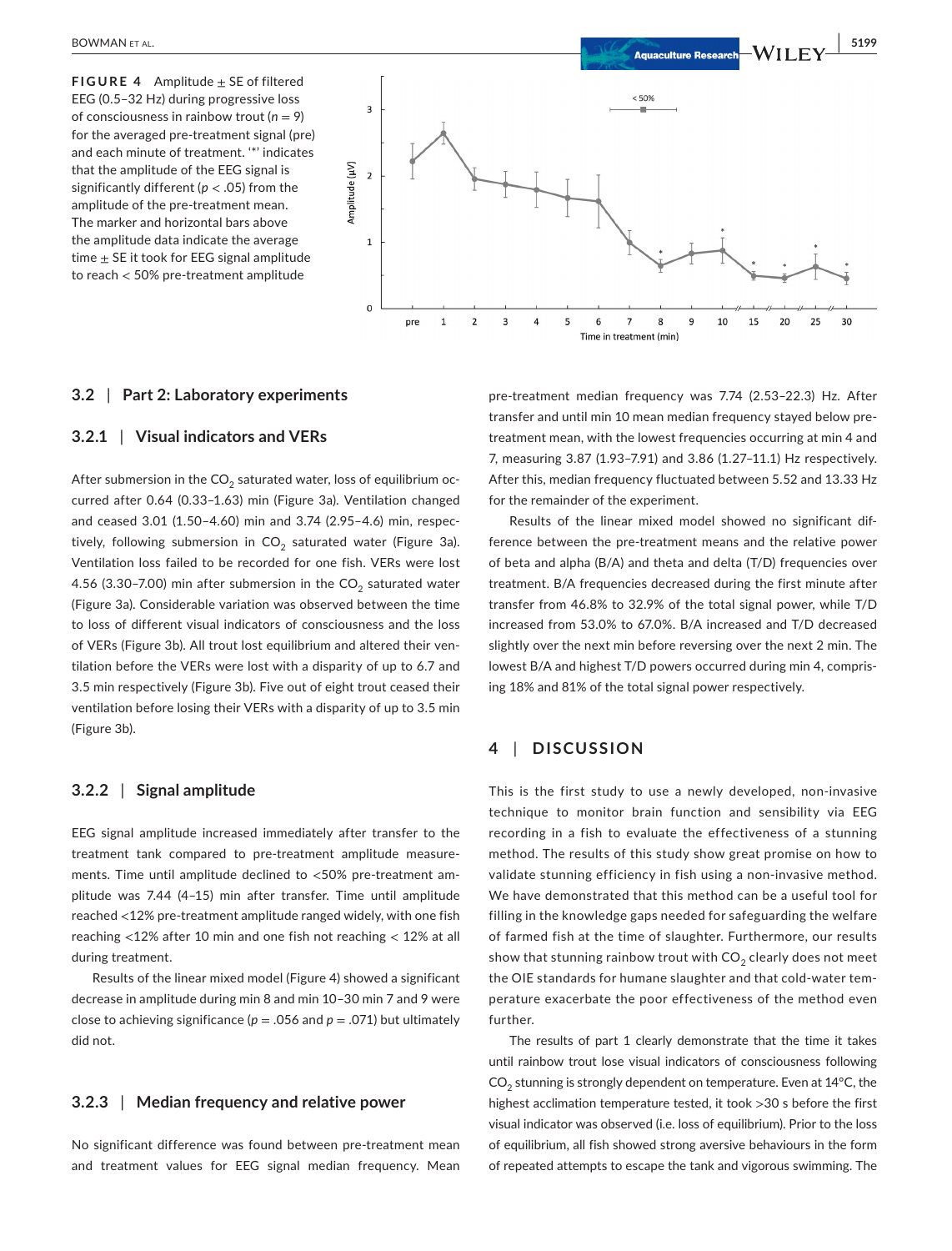**FIGURE 4** Amplitude ± SE of filtered EEG (0.5–32 Hz) during progressive loss of consciousness in rainbow trout ($n = 9$) for the averaged pre-treatment signal (pre) and each minute of treatment. '*' indicates that the amplitude of the EEG signal is significantly different ($p < .05$) from the amplitude of the pre-treatment mean. The marker and horizontal bars above the amplitude data indicate the average time ± SE it took for EEG signal amplitude to reach < 50% pre-treatment amplitude

### 3.2 | Part 2: Laboratory experiments

#### 3.2.1 | Visual indicators and VERs

After submersion in the $CO_2$ saturated water, loss of equilibrium occurred after 0.64 (0.33–1.63) min (Figure 3a). Ventilation changed and ceased 3.01 (1.50–4.60) min and 3.74 (2.95–4.6) min, respectively, following submersion in $CO_2$ saturated water (Figure 3a). Ventilation loss failed to be recorded for one fish. VERs were lost 4.56 (3.30–7.00) min after submersion in the $CO_2$ saturated water (Figure 3a). Considerable variation was observed between the time to loss of different visual indicators of consciousness and the loss of VERs (Figure 3b). All trout lost equilibrium and altered their ventilation before the VERs were lost with a disparity of up to 6.7 and 3.5 min respectively (Figure 3b). Five out of eight trout ceased their ventilation before losing their VERs with a disparity of up to 3.5 min (Figure 3b).

#### 3.2.2 | Signal amplitude

EEG signal amplitude increased immediately after transfer to the treatment tank compared to pre-treatment amplitude measurements. Time until amplitude declined to <50% pre-treatment amplitude was 7.44 (4–15) min after transfer. Time until amplitude reached <12% pre-treatment amplitude ranged widely, with one fish reaching <12% after 10 min and one fish not reaching < 12% at all during treatment.

Results of the linear mixed model (Figure 4) showed a significant decrease in amplitude during min 8 and min 10–30 min 7 and 9 were close to achieving significance ($p = .056$ and $p = .071$) but ultimately did not.

#### 3.2.3 | Median frequency and relative power

No significant difference was found between pre-treatment mean and treatment values for EEG signal median frequency. Mean pre-treatment median frequency was 7.74 (2.53–22.3) Hz. After transfer and until min 10 mean median frequency stayed below pre-treatment mean, with the lowest frequencies occurring at min 4 and 7, measuring 3.87 (1.93–7.91) and 3.86 (1.27–11.1) Hz respectively. After this, median frequency fluctuated between 5.52 and 13.33 Hz for the remainder of the experiment.

Results of the linear mixed model showed no significant difference between the pre-treatment means and the relative power of beta and alpha (B/A) and theta and delta (T/D) frequencies over treatment. B/A frequencies decreased during the first minute after transfer from 46.8% to 32.9% of the total signal power, while T/D increased from 53.0% to 67.0%. B/A increased and T/D decreased slightly over the next min before reversing over the next 2 min. The lowest B/A and highest T/D powers occurred during min 4, comprising 18% and 81% of the total signal power respectively.

## 4 | DISCUSSION

This is the first study to use a newly developed, non-invasive technique to monitor brain function and sensibility via EEG recording in a fish to evaluate the effectiveness of a stunning method. The results of this study show great promise on how to validate stunning efficiency in fish using a non-invasive method. We have demonstrated that this method can be a useful tool for filling in the knowledge gaps needed for safeguarding the welfare of farmed fish at the time of slaughter. Furthermore, our results show that stunning rainbow trout with $CO_2$ clearly does not meet the OIE standards for humane slaughter and that cold-water temperature exacerbate the poor effectiveness of the method even further.

The results of part 1 clearly demonstrate that the time it takes until rainbow trout lose visual indicators of consciousness following $CO_2$ stunning is strongly dependent on temperature. Even at 14°C, the highest acclimation temperature tested, it took >30 s before the first visual indicator was observed (i.e. loss of equilibrium). Prior to the loss of equilibrium, all fish showed strong aversive behaviours in the form of repeated attempts to escape the tank and vigorous swimming. The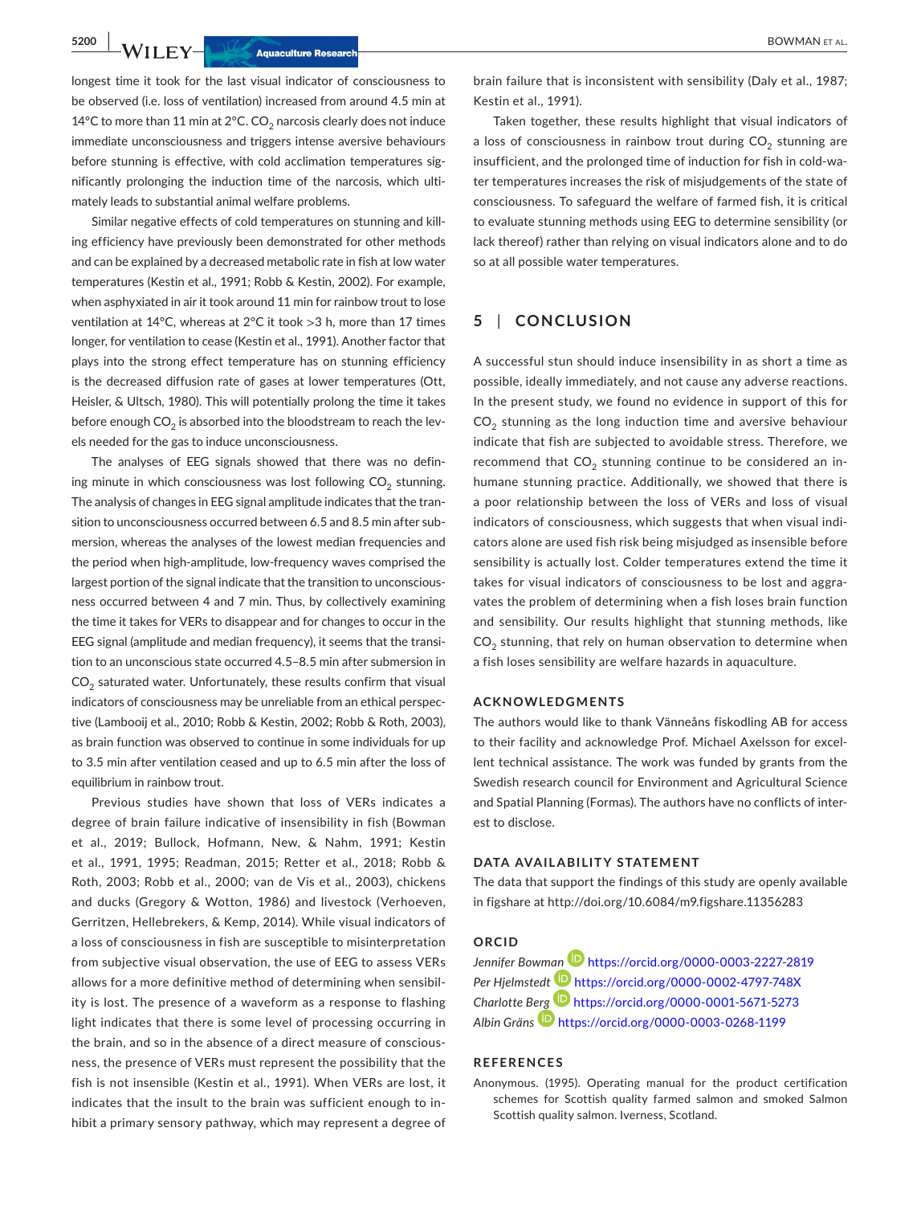longest time it took for the last visual indicator of consciousness to be observed (i.e. loss of ventilation) increased from around 4.5 min at 14°C to more than 11 min at 2°C. $CO_2$ narcosis clearly does not induce immediate unconsciousness and triggers intense aversive behaviours before stunning is effective, with cold acclimation temperatures significantly prolonging the induction time of the narcosis, which ultimately leads to substantial animal welfare problems.

Similar negative effects of cold temperatures on stunning and killing efficiency have previously been demonstrated for other methods and can be explained by a decreased metabolic rate in fish at low water temperatures (Kestin et al., 1991; Robb & Kestin, 2002). For example, when asphyxiated in air it took around 11 min for rainbow trout to lose ventilation at 14°C, whereas at 2°C it took >3 h, more than 17 times longer, for ventilation to cease (Kestin et al., 1991). Another factor that plays into the strong effect temperature has on stunning efficiency is the decreased diffusion rate of gases at lower temperatures (Ott, Heisler, & Ultsch, 1980). This will potentially prolong the time it takes before enough $CO_2$ is absorbed into the bloodstream to reach the levels needed for the gas to induce unconsciousness.

The analyses of EEG signals showed that there was no defining minute in which consciousness was lost following $CO_2$ stunning. The analysis of changes in EEG signal amplitude indicates that the transition to unconsciousness occurred between 6.5 and 8.5 min after submersion, whereas the analyses of the lowest median frequencies and the period when high-amplitude, low-frequency waves comprised the largest portion of the signal indicate that the transition to unconsciousness occurred between 4 and 7 min. Thus, by collectively examining the time it takes for VERs to disappear and for changes to occur in the EEG signal (amplitude and median frequency), it seems that the transition to an unconscious state occurred 4.5–8.5 min after submersion in $CO_2$ saturated water. Unfortunately, these results confirm that visual indicators of consciousness may be unreliable from an ethical perspective (Lambooij et al., 2010; Robb & Kestin, 2002; Robb & Roth, 2003), as brain function was observed to continue in some individuals for up to 3.5 min after ventilation ceased and up to 6.5 min after the loss of equilibrium in rainbow trout.

Previous studies have shown that loss of VERs indicates a degree of brain failure indicative of insensibility in fish (Bowman et al., 2019; Bullock, Hofmann, New, & Nahm, 1991; Kestin et al., 1991, 1995; Readman, 2015; Retter et al., 2018; Robb & Roth, 2003; Robb et al., 2000; van de Vis et al., 2003), chickens and ducks (Gregory & Wotton, 1986) and livestock (Verhoeven, Gerritzen, Hellebrekers, & Kemp, 2014). While visual indicators of a loss of consciousness in fish are susceptible to misinterpretation from subjective visual observation, the use of EEG to assess VERs allows for a more definitive method of determining when sensibility is lost. The presence of a waveform as a response to flashing light indicates that there is some level of processing occurring in the brain, and so in the absence of a direct measure of consciousness, the presence of VERs must represent the possibility that the fish is not insensible (Kestin et al., 1991). When VERs are lost, it indicates that the insult to the brain was sufficient enough to inhibit a primary sensory pathway, which may represent a degree of brain failure that is inconsistent with sensibility (Daly et al., 1987; Kestin et al., 1991).

Taken together, these results highlight that visual indicators of a loss of consciousness in rainbow trout during $CO_2$ stunning are insufficient, and the prolonged time of induction for fish in cold-water temperatures increases the risk of misjudgements of the state of consciousness. To safeguard the welfare of farmed fish, it is critical to evaluate stunning methods using EEG to determine sensibility (or lack thereof) rather than relying on visual indicators alone and to do so at all possible water temperatures.

## 5 | CONCLUSION

A successful stun should induce insensibility in as short a time as possible, ideally immediately, and not cause any adverse reactions. In the present study, we found no evidence in support of this for $CO_2$ stunning as the long induction time and aversive behaviour indicate that fish are subjected to avoidable stress. Therefore, we recommend that $CO_2$ stunning continue to be considered an inhumane stunning practice. Additionally, we showed that there is a poor relationship between the loss of VERs and loss of visual indicators of consciousness, which suggests that when visual indicators alone are used fish risk being misjudged as insensible before sensibility is actually lost. Colder temperatures extend the time it takes for visual indicators of consciousness to be lost and aggravates the problem of determining when a fish loses brain function and sensibility. Our results highlight that stunning methods, like $CO_2$ stunning, that rely on human observation to determine when a fish loses sensibility are welfare hazards in aquaculture.

### ACKNOWLEDGMENTS

The authors would like to thank Vännеåns fiskodling AB for access to their facility and acknowledge Prof. Michael Axelsson for excellent technical assistance. The work was funded by grants from the Swedish research council for Environment and Agricultural Science and Spatial Planning (Formas). The authors have no conflicts of interest to disclose.

### DATA AVAILABILITY STATEMENT

The data that support the findings of this study are openly available in figshare at http://doi.org/10.6084/m9.figshare.11356283

### ORCID

*Jennifer Bowman* https://orcid.org/0000-0003-2227-2819
*Per Hjelmstedt* https://orcid.org/0000-0002-4797-748X
*Charlotte Berg* https://orcid.org/0000-0001-5671-5273
*Albin Gräns* https://orcid.org/0000-0003-0268-1199

### REFERENCES

Anonymous. (1995). Operating manual for the product certification schemes for Scottish quality farmed salmon and smoked Salmon Scottish quality salmon. Iverness, Scotland.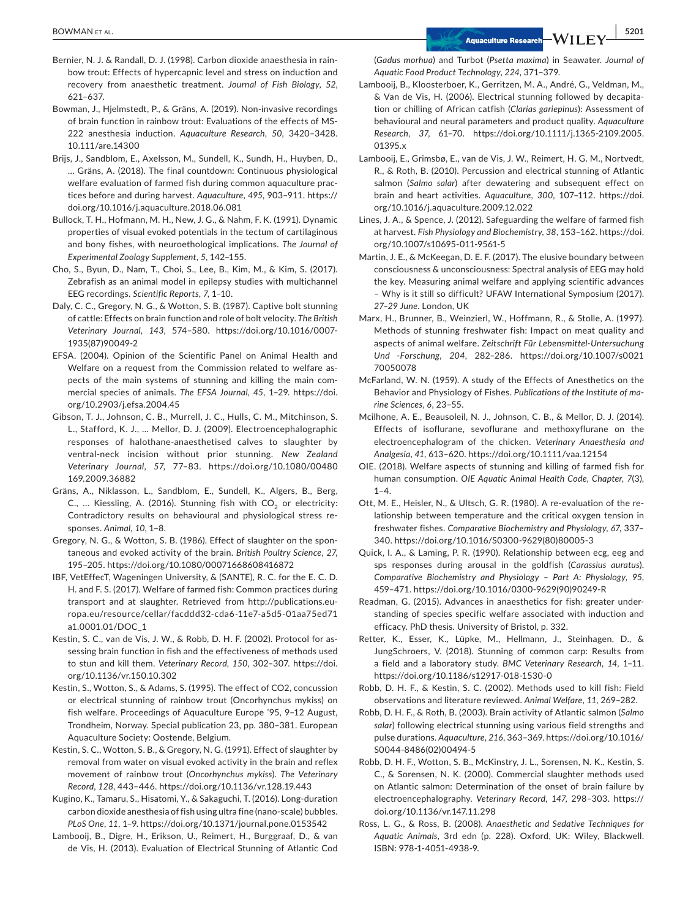Bernier, N. J. & Randall, D. J. (1998). Carbon dioxide anaesthesia in rainbow trout: Effects of hypercapnic level and stress on induction and recovery from anaesthetic treatment. *Journal of Fish Biology*, *52*, 621–637.

Bowman, J., Hjelmstedt, P., & Gräns, A. (2019). Non-invasive recordings of brain function in rainbow trout: Evaluations of the effects of MS-222 anesthesia induction. *Aquaculture Research*, *50*, 3420–3428. 10.111/are.14300

Brijs, J., Sandblom, E., Axelsson, M., Sundell, K., Sundh, H., Huyben, D., … Gräns, A. (2018). The final countdown: Continuous physiological welfare evaluation of farmed fish during common aquaculture practices before and during harvest. *Aquaculture*, *495*, 903–911. https://doi.org/10.1016/j.aquaculture.2018.06.081

Bullock, T. H., Hofmann, M. H., New, J. G., & Nahm, F. K. (1991). Dynamic properties of visual evoked potentials in the tectum of cartilaginous and bony fishes, with neuroethological implications. *The Journal of Experimental Zoology Supplement*, *5*, 142–155.

Cho, S., Byun, D., Nam, T., Choi, S., Lee, B., Kim, M., & Kim, S. (2017). Zebrafish as an animal model in epilepsy studies with multichannel EEG recordings. *Scientific Reports*, *7*, 1–10.

Daly, C. C., Gregory, N. G., & Wotton, S. B. (1987). Captive bolt stunning of cattle: Effects on brain function and role of bolt velocity. *The British Veterinary Journal*, *143*, 574–580. https://doi.org/10.1016/0007-1935(87)90049-2

EFSA. (2004). Opinion of the Scientific Panel on Animal Health and Welfare on a request from the Commission related to welfare aspects of the main systems of stunning and killing the main commercial species of animals. *The EFSA Journal*, *45*, 1–29. https://doi.org/10.2903/j.efsa.2004.45

Gibson, T. J., Johnson, C. B., Murrell, J. C., Hulls, C. M., Mitchinson, S. L., Stafford, K. J., … Mellor, D. J. (2009). Electroencephalographic responses of halothane-anaesthetised calves to slaughter by ventral-neck incision without prior stunning. *New Zealand Veterinary Journal*, *57*, 77–83. https://doi.org/10.1080/00480169.2009.36882

Gräns, A., Niklasson, L., Sandblom, E., Sundell, K., Algers, B., Berg, C., … Kiessling, A. (2016). Stunning fish with $CO_2$ or electricity: Contradictory results on behavioural and physiological stress responses. *Animal*, *10*, 1–8.

Gregory, N. G., & Wotton, S. B. (1986). Effect of slaughter on the spontaneous and evoked activity of the brain. *British Poultry Science*, *27*, 195–205. https://doi.org/10.1080/00071668608416872

IBF, VetEffecT, Wageningen University, & (SANTE), R. C. for the E. C. D. H. and F. S. (2017). Welfare of farmed fish: Common practices during transport and at slaughter. Retrieved from http://publications.europa.eu/resource/cellar/facddd32-cda6-11e7-a5d5-01aa75ed71a1.0001.01/DOC_1

Kestin, S. C., van de Vis, J. W., & Robb, D. H. F. (2002). Protocol for assessing brain function in fish and the effectiveness of methods used to stun and kill them. *Veterinary Record*, *150*, 302–307. https://doi.org/10.1136/vr.150.10.302

Kestin, S., Wotton, S., & Adams, S. (1995). The effect of CO2, concussion or electrical stunning of rainbow trout (Oncorhynchus mykiss) on fish welfare. Proceedings of Aquaculture Europe '95, 9–12 August, Trondheim, Norway. Special publication 23, pp. 380–381. European Aquaculture Society: Oostende, Belgium.

Kestin, S. C., Wotton, S. B., & Gregory, N. G. (1991). Effect of slaughter by removal from water on visual evoked activity in the brain and reflex movement of rainbow trout (*Oncorhynchus mykiss*). *The Veterinary Record*, *128*, 443–446. https://doi.org/10.1136/vr.128.19.443

Kugino, K., Tamaru, S., Hisatomi, Y., & Sakaguchi, T. (2016). Long-duration carbon dioxide anesthesia of fish using ultra fine (nano-scale) bubbles. *PLoS One*, *11*, 1–9. https://doi.org/10.1371/journal.pone.0153542

Lambooij, B., Digre, H., Erikson, U., Reimert, H., Burggraaf, D., & van de Vis, H. (2013). Evaluation of Electrical Stunning of Atlantic Cod (*Gadus morhua*) and Turbot (*Psetta maxima*) in Seawater. *Journal of Aquatic Food Product Technology*, *224*, 371–379.

Lambooij, B., Kloosterboer, K., Gerritzen, M. A., André, G., Veldman, M., & Van de Vis, H. (2006). Electrical stunning followed by decapitation or chilling of African catfish (*Clarias gariepinus*): Assessment of behavioural and neural parameters and product quality. *Aquaculture Research*, *37*, 61–70. https://doi.org/10.1111/j.1365-2109.2005.01395.x

Lambooij, E., Grimsbø, E., van de Vis, J. W., Reimert, H. G. M., Nortvedt, R., & Roth, B. (2010). Percussion and electrical stunning of Atlantic salmon (*Salmo salar*) after dewatering and subsequent effect on brain and heart activities. *Aquaculture*, *300*, 107–112. https://doi.org/10.1016/j.aquaculture.2009.12.022

Lines, J. A., & Spence, J. (2012). Safeguarding the welfare of farmed fish at harvest. *Fish Physiology and Biochemistry*, *38*, 153–162. https://doi.org/10.1007/s10695-011-9561-5

Martin, J. E., & McKeegan, D. E. F. (2017). The elusive boundary between consciousness & unconsciousness: Spectral analysis of EEG may hold the key. Measuring animal welfare and applying scientific advances – Why is it still so difficult? UFAW International Symposium (2017). *27–29 June*. London, UK

Marx, H., Brunner, B., Weinzierl, W., Hoffmann, R., & Stolle, A. (1997). Methods of stunning freshwater fish: Impact on meat quality and aspects of animal welfare. *Zeitschrift Für Lebensmittel-Untersuchung Und -Forschung*, *204*, 282–286. https://doi.org/10.1007/s002170050078

McFarland, W. N. (1959). A study of the Effects of Anesthetics on the Behavior and Physiology of Fishes. *Publications of the Institute of marine Sciences*, *6*, 23–55.

Mcilhone, A. E., Beausoleil, N. J., Johnson, C. B., & Mellor, D. J. (2014). Effects of isoflurane, sevoflurane and methoxyflurane on the electroencephalogram of the chicken. *Veterinary Anaesthesia and Analgesia*, *41*, 613–620. https://doi.org/10.1111/vaa.12154

OIE. (2018). Welfare aspects of stunning and killing of farmed fish for human consumption. *OIE Aquatic Animal Health Code, Chapter*, *7*(3), 1–4.

Ott, M. E., Heisler, N., & Ultsch, G. R. (1980). A re-evaluation of the relationship between temperature and the critical oxygen tension in freshwater fishes. *Comparative Biochemistry and Physiology*, *67*, 337–340. https://doi.org/10.1016/S0300-9629(80)80005-3

Quick, I. A., & Laming, P. R. (1990). Relationship between ecg, eeg and sps responses during arousal in the goldfish (*Carassius auratus*). *Comparative Biochemistry and Physiology – Part A: Physiology*, *95*, 459–471. https://doi.org/10.1016/0300-9629(90)90249-R

Readman, G. (2015). Advances in anaesthetics for fish: greater understanding of species specific welfare associated with induction and efficacy. PhD thesis. University of Bristol, p. 332.

Retter, K., Esser, K., Lüpke, M., Hellmann, J., Steinhagen, D., & JungSchroers, V. (2018). Stunning of common carp: Results from a field and a laboratory study. *BMC Veterinary Research*, *14*, 1–11. https://doi.org/10.1186/s12917-018-1530-0

Robb, D. H. F., & Kestin, S. C. (2002). Methods used to kill fish: Field observations and literature reviewed. *Animal Welfare*, *11*, 269–282.

Robb, D. H. F., & Roth, B. (2003). Brain activity of Atlantic salmon (*Salmo salar*) following electrical stunning using various field strengths and pulse durations. *Aquaculture*, *216*, 363–369. https://doi.org/10.1016/S0044-8486(02)00494-5

Robb, D. H. F., Wotton, S. B., McKinstry, J. L., Sorensen, N. K., Kestin, S. C., & Sorensen, N. K. (2000). Commercial slaughter methods used on Atlantic salmon: Determination of the onset of brain failure by electroencephalography. *Veterinary Record*, *147*, 298–303. https://doi.org/10.1136/vr.147.11.298

Ross, L. G., & Ross, B. (2008). *Anaesthetic and Sedative Techniques for Aquatic Animals*, 3rd edn (p. 228). Oxford, UK: Wiley, Blackwell. ISBN: 978-1-4051-4938-9.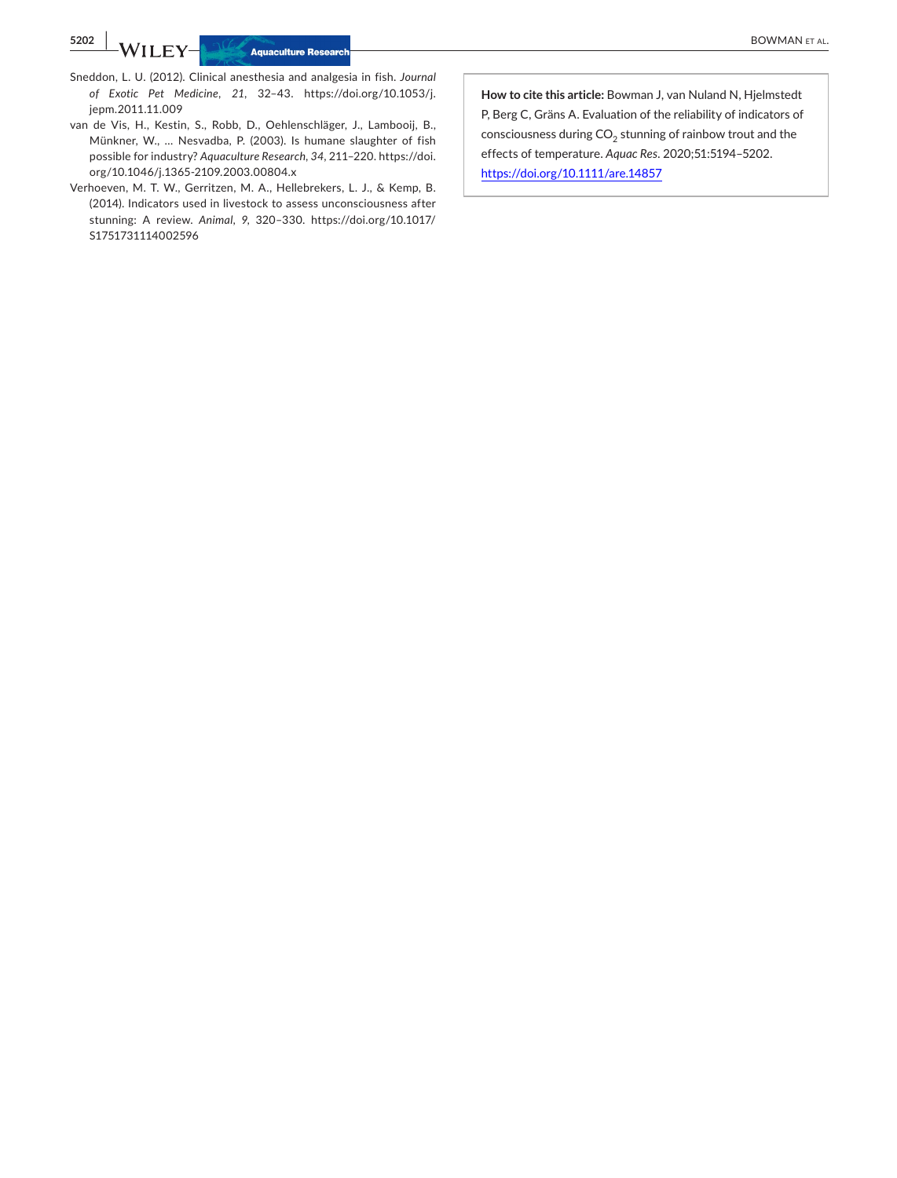Sneddon, L. U. (2012). Clinical anesthesia and analgesia in fish. *Journal of Exotic Pet Medicine*, *21*, 32–43. https://doi.org/10.1053/j.jepm.2011.11.009

van de Vis, H., Kestin, S., Robb, D., Oehlenschläger, J., Lambooij, B., Münkner, W., ... Nesvadba, P. (2003). Is humane slaughter of fish possible for industry? *Aquaculture Research*, *34*, 211–220. https://doi.org/10.1046/j.1365-2109.2003.00804.x

Verhoeven, M. T. W., Gerritzen, M. A., Hellebrekers, L. J., & Kemp, B. (2014). Indicators used in livestock to assess unconsciousness after stunning: A review. *Animal*, *9*, 320–330. https://doi.org/10.1017/S1751731114002596

**How to cite this article:** Bowman J, van Nuland N, Hjelmstedt P, Berg C, Gräns A. Evaluation of the reliability of indicators of consciousness during $CO_2$ stunning of rainbow trout and the effects of temperature. *Aquac Res*. 2020;51:5194–5202. https://doi.org/10.1111/are.14857